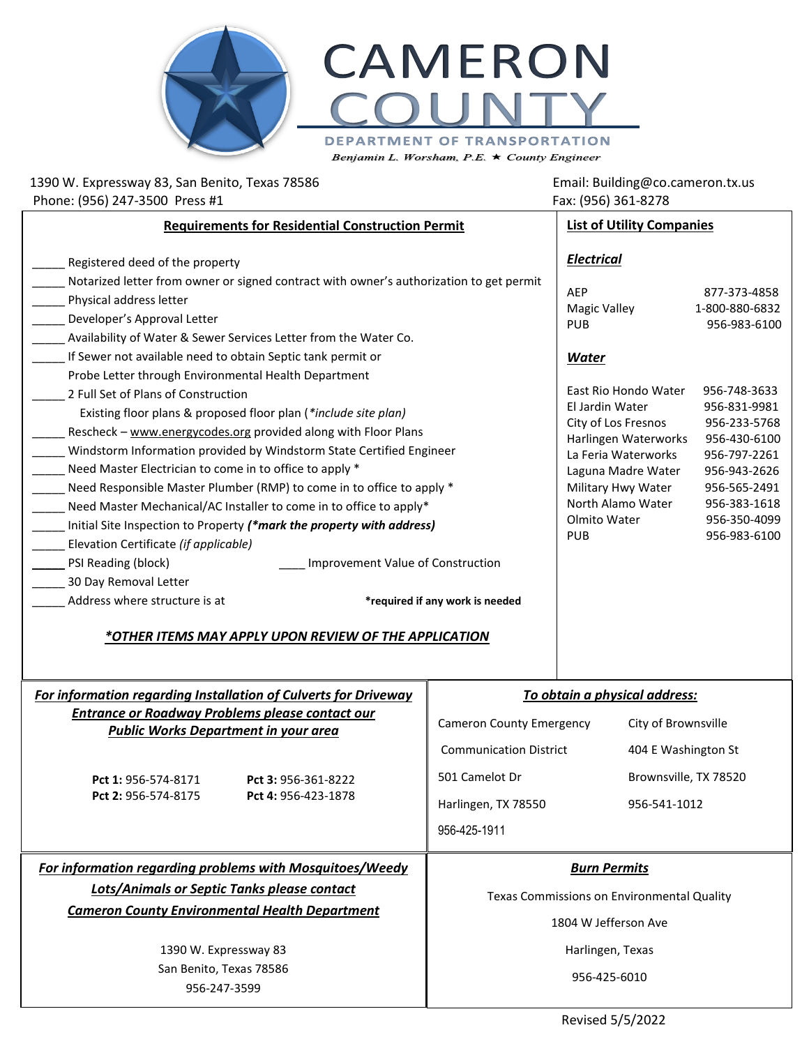# CAMERON COUNTY

**DEPARTMENT OF TRANSPORTATION**

*Benjamin L. Worsham, P.E. ★ County Engineer*

1390 W. Expressway 83, San Benito, Texas 78586
Phone: (956) 247-3500 Press #1

Email: Building@co.cameron.tx.us
Fax: (956) 361-8278

## Requirements for Residential Construction Permit

_____ Registered deed of the property
_____ Notarized letter from owner or signed contract with owner's authorization to get permit
_____ Physical address letter
_____ Developer's Approval Letter
_____ Availability of Water & Sewer Services Letter from the Water Co.
_____ If Sewer not available need to obtain Septic tank permit or Probe Letter through Environmental Health Department
_____ 2 Full Set of Plans of Construction
Existing floor plans & proposed floor plan (*\*include site plan)*
_____ Rescheck – www.energycodes.org provided along with Floor Plans
_____ Windstorm Information provided by Windstorm State Certified Engineer
_____ Need Master Electrician to come in to office to apply *
_____ Need Responsible Master Plumber (RMP) to come in to office to apply *
_____ Need Master Mechanical/AC Installer to come in to office to apply*
_____ Initial Site Inspection to Property ***(\*mark the property with address)***
_____ Elevation Certificate *(if applicable)*
_____ PSI Reading (block)
____ Improvement Value of Construction
_____ 30 Day Removal Letter
_____ Address where structure is at

**\*required if any work is needed**

***\*OTHER ITEMS MAY APPLY UPON REVIEW OF THE APPLICATION***

## List of Utility Companies

### *Electrical*

| Company | Phone |
|---|---|
| AEP | 877-373-4858 |
| Magic Valley | 1-800-880-6832 |
| PUB | 956-983-6100 |

### *Water*

| Company | Phone |
|---|---|
| East Rio Hondo Water | 956-748-3633 |
| El Jardin Water | 956-831-9981 |
| City of Los Fresnos | 956-233-5768 |
| Harlingen Waterworks | 956-430-6100 |
| La Feria Waterworks | 956-797-2261 |
| Laguna Madre Water | 956-943-2626 |
| Military Hwy Water | 956-565-2491 |
| North Alamo Water | 956-383-1618 |
| Olmito Water | 956-350-4099 |
| PUB | 956-983-6100 |

***For information regarding Installation of Culverts for Driveway Entrance or Roadway Problems please contact our Public Works Department in your area***

**Pct 1:** 956-574-8171
**Pct 2:** 956-574-8175
**Pct 3:** 956-361-8222
**Pct 4:** 956-423-1878

***To obtain a physical address:***

Cameron County Emergency Communication District
501 Camelot Dr
Harlingen, TX 78550
956-425-1911

City of Brownsville
404 E Washington St
Brownsville, TX 78520
956-541-1012

***For information regarding problems with Mosquitoes/Weedy Lots/Animals or Septic Tanks please contact Cameron County Environmental Health Department***

1390 W. Expressway 83
San Benito, Texas 78586
956-247-3599

***Burn Permits***

Texas Commissions on Environmental Quality
1804 W Jefferson Ave
Harlingen, Texas
956-425-6010

Revised 5/5/2022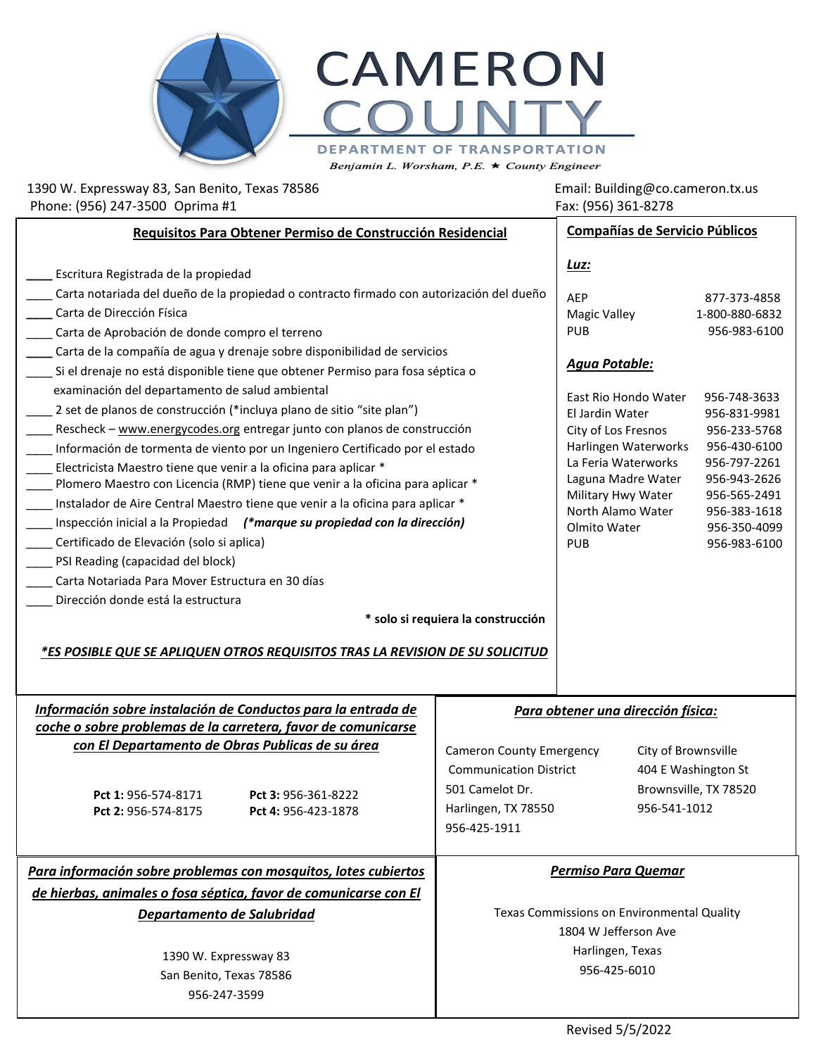# CAMERON COUNTY

DEPARTMENT OF TRANSPORTATION

*Benjamin L. Worsham, P.E. ★ County Engineer*

1390 W. Expressway 83, San Benito, Texas 78586
Phone: (956) 247-3500 Oprima #1

Email: Building@co.cameron.tx.us
Fax: (956) 361-8278

## Requisitos Para Obtener Permiso de Construcción Residencial

____ Escritura Registrada de la propiedad
____ Carta notariada del dueño de la propiedad o contracto firmado con autorización del dueño
____ Carta de Dirección Física
____ Carta de Aprobación de donde compro el terreno
____ Carta de la compañía de agua y drenaje sobre disponibilidad de servicios
____ Si el drenaje no está disponible tiene que obtener Permiso para fosa séptica o examinación del departamento de salud ambiental
____ 2 set de planos de construcción (*incluya plano de sitio "site plan")
____ Rescheck – www.energycodes.org entregar junto con planos de construcción
____ Información de tormenta de viento por un Ingeniero Certificado por el estado
____ Electricista Maestro tiene que venir a la oficina para aplicar *
____ Plomero Maestro con Licencia (RMP) tiene que venir a la oficina para aplicar *
____ Instalador de Aire Central Maestro tiene que venir a la oficina para aplicar *
____ Inspección inicial a la Propiedad ***(*marque su propiedad con la dirección)***
____ Certificado de Elevación (solo si aplica)
____ PSI Reading (capacidad del block)
____ Carta Notariada Para Mover Estructura en 30 días
____ Dirección donde está la estructura

**\* solo si requiera la construcción**

***\*ES POSIBLE QUE SE APLIQUEN OTROS REQUISITOS TRAS LA REVISION DE SU SOLICITUD***

## Compañías de Servicio Públicos

***Luz:***

| | |
|---|---|
| AEP | 877-373-4858 |
| Magic Valley | 1-800-880-6832 |
| PUB | 956-983-6100 |

***Agua Potable:***

| | |
|---|---|
| East Rio Hondo Water | 956-748-3633 |
| El Jardin Water | 956-831-9981 |
| City of Los Fresnos | 956-233-5768 |
| Harlingen Waterworks | 956-430-6100 |
| La Feria Waterworks | 956-797-2261 |
| Laguna Madre Water | 956-943-2626 |
| Military Hwy Water | 956-565-2491 |
| North Alamo Water | 956-383-1618 |
| Olmito Water | 956-350-4099 |
| PUB | 956-983-6100 |

### *Información sobre instalación de Conductos para la entrada de coche o sobre problemas de la carretera, favor de comunicarse con El Departamento de Obras Publicas de su área*

**Pct 1:** 956-574-8171
**Pct 2:** 956-574-8175
**Pct 3:** 956-361-8222
**Pct 4:** 956-423-1878

### *Para obtener una dirección física:*

Cameron County Emergency Communication District
501 Camelot Dr.
Harlingen, TX 78550
956-425-1911

City of Brownsville
404 E Washington St
Brownsville, TX 78520
956-541-1012

### *Para información sobre problemas con mosquitos, lotes cubiertos de hierbas, animales o fosa séptica, favor de comunicarse con El Departamento de Salubridad*

1390 W. Expressway 83
San Benito, Texas 78586
956-247-3599

### *Permiso Para Quemar*

Texas Commissions on Environmental Quality
1804 W Jefferson Ave
Harlingen, Texas
956-425-6010

Revised 5/5/2022